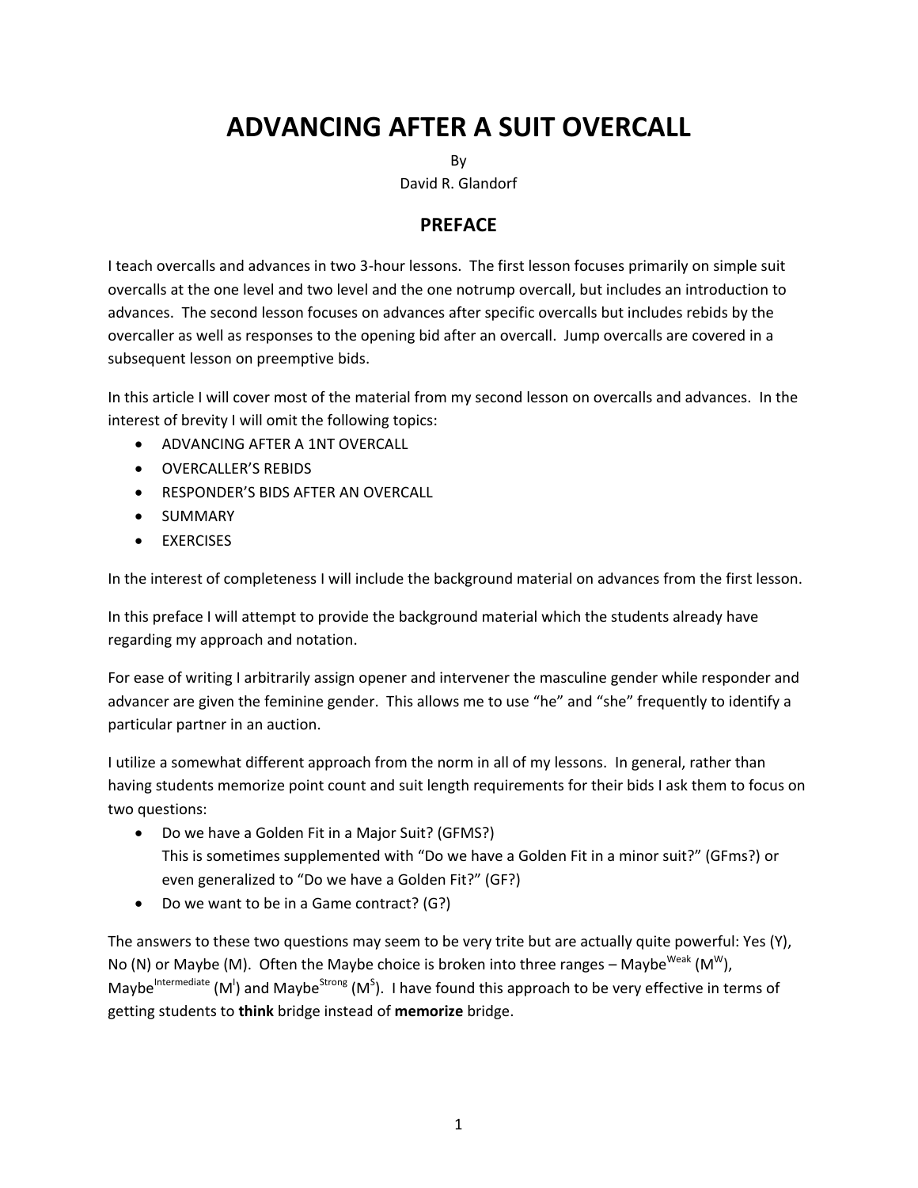# ADVANCING AFTER A SUIT OVERCALL

By

David R. Glandorf

## PREFACE

I teach overcalls and advances in two 3-hour lessons. The first lesson focuses primarily on simple suit overcalls at the one level and two level and the one notrump overcall, but includes an introduction to advances. The second lesson focuses on advances after specific overcalls but includes rebids by the overcaller as well as responses to the opening bid after an overcall. Jump overcalls are covered in a subsequent lesson on preemptive bids.

In this article I will cover most of the material from my second lesson on overcalls and advances. In the interest of brevity I will omit the following topics:

- ADVANCING AFTER A 1NT OVERCALL
- OVERCALLER'S REBIDS
- RESPONDER'S BIDS AFTER AN OVERCALL
- SUMMARY
- EXERCISES

In the interest of completeness I will include the background material on advances from the first lesson.

In this preface I will attempt to provide the background material which the students already have regarding my approach and notation.

For ease of writing I arbitrarily assign opener and intervener the masculine gender while responder and advancer are given the feminine gender. This allows me to use "he" and "she" frequently to identify a particular partner in an auction.

I utilize a somewhat different approach from the norm in all of my lessons. In general, rather than having students memorize point count and suit length requirements for their bids I ask them to focus on two questions:

- Do we have a Golden Fit in a Major Suit? (GFMS?)
  This is sometimes supplemented with "Do we have a Golden Fit in a minor suit?" (GFms?) or even generalized to "Do we have a Golden Fit?" (GF?)
- Do we want to be in a Game contract? (G?)

The answers to these two questions may seem to be very trite but are actually quite powerful: Yes (Y), No (N) or Maybe (M). Often the Maybe choice is broken into three ranges – Maybe$^{Weak}$ ($M^W$), Maybe$^{Intermediate}$ ($M^I$) and Maybe$^{Strong}$ ($M^S$). I have found this approach to be very effective in terms of getting students to **think** bridge instead of **memorize** bridge.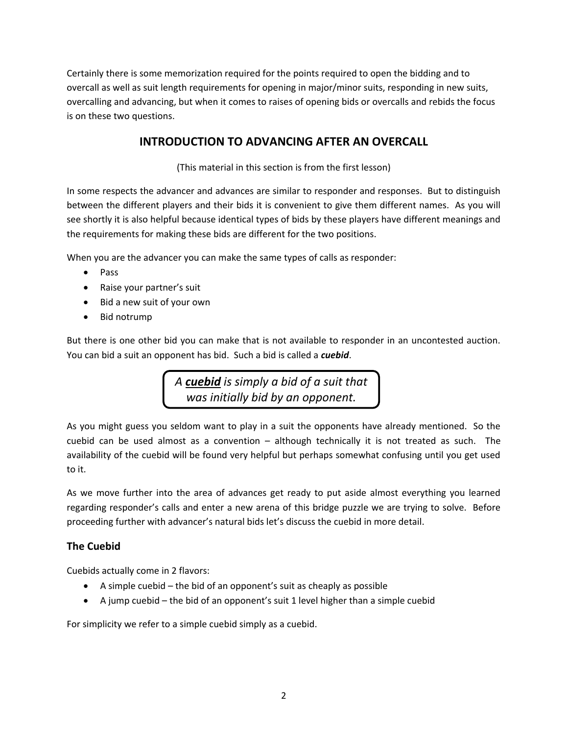Certainly there is some memorization required for the points required to open the bidding and to overcall as well as suit length requirements for opening in major/minor suits, responding in new suits, overcalling and advancing, but when it comes to raises of opening bids or overcalls and rebids the focus is on these two questions.

## INTRODUCTION TO ADVANCING AFTER AN OVERCALL

(This material in this section is from the first lesson)

In some respects the advancer and advances are similar to responder and responses. But to distinguish between the different players and their bids it is convenient to give them different names. As you will see shortly it is also helpful because identical types of bids by these players have different meanings and the requirements for making these bids are different for the two positions.

When you are the advancer you can make the same types of calls as responder:

- Pass
- Raise your partner's suit
- Bid a new suit of your own
- Bid notrump

But there is one other bid you can make that is not available to responder in an uncontested auction. You can bid a suit an opponent has bid. Such a bid is called a ***cuebid***.

> *A **cuebid** is simply a bid of a suit that was initially bid by an opponent.*

As you might guess you seldom want to play in a suit the opponents have already mentioned. So the cuebid can be used almost as a convention – although technically it is not treated as such. The availability of the cuebid will be found very helpful but perhaps somewhat confusing until you get used to it.

As we move further into the area of advances get ready to put aside almost everything you learned regarding responder's calls and enter a new arena of this bridge puzzle we are trying to solve. Before proceeding further with advancer's natural bids let's discuss the cuebid in more detail.

### The Cuebid

Cuebids actually come in 2 flavors:

- A simple cuebid – the bid of an opponent's suit as cheaply as possible
- A jump cuebid – the bid of an opponent's suit 1 level higher than a simple cuebid

For simplicity we refer to a simple cuebid simply as a cuebid.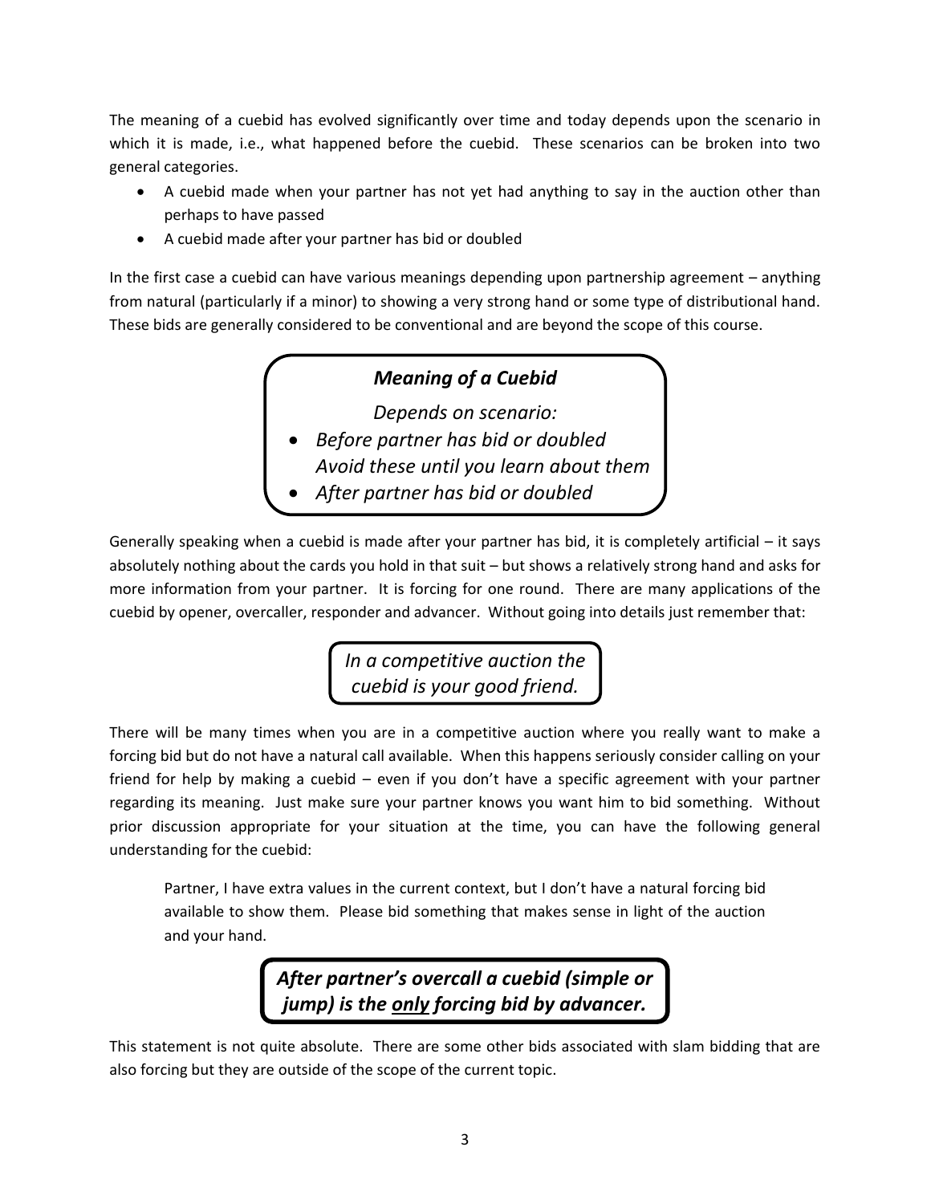The meaning of a cuebid has evolved significantly over time and today depends upon the scenario in which it is made, i.e., what happened before the cuebid. These scenarios can be broken into two general categories.

- A cuebid made when your partner has not yet had anything to say in the auction other than perhaps to have passed
- A cuebid made after your partner has bid or doubled

In the first case a cuebid can have various meanings depending upon partnership agreement – anything from natural (particularly if a minor) to showing a very strong hand or some type of distributional hand. These bids are generally considered to be conventional and are beyond the scope of this course.

> ***Meaning of a Cuebid***
>
> *Depends on scenario:*
>
> - *Before partner has bid or doubled*
>   *Avoid these until you learn about them*
> - *After partner has bid or doubled*

Generally speaking when a cuebid is made after your partner has bid, it is completely artificial – it says absolutely nothing about the cards you hold in that suit – but shows a relatively strong hand and asks for more information from your partner. It is forcing for one round. There are many applications of the cuebid by opener, overcaller, responder and advancer. Without going into details just remember that:

> *In a competitive auction the cuebid is your good friend.*

There will be many times when you are in a competitive auction where you really want to make a forcing bid but do not have a natural call available. When this happens seriously consider calling on your friend for help by making a cuebid – even if you don't have a specific agreement with your partner regarding its meaning. Just make sure your partner knows you want him to bid something. Without prior discussion appropriate for your situation at the time, you can have the following general understanding for the cuebid:

> Partner, I have extra values in the current context, but I don't have a natural forcing bid available to show them. Please bid something that makes sense in light of the auction and your hand.

> ***After partner's overcall a cuebid (simple or jump) is the <u>only</u> forcing bid by advancer.***

This statement is not quite absolute. There are some other bids associated with slam bidding that are also forcing but they are outside of the scope of the current topic.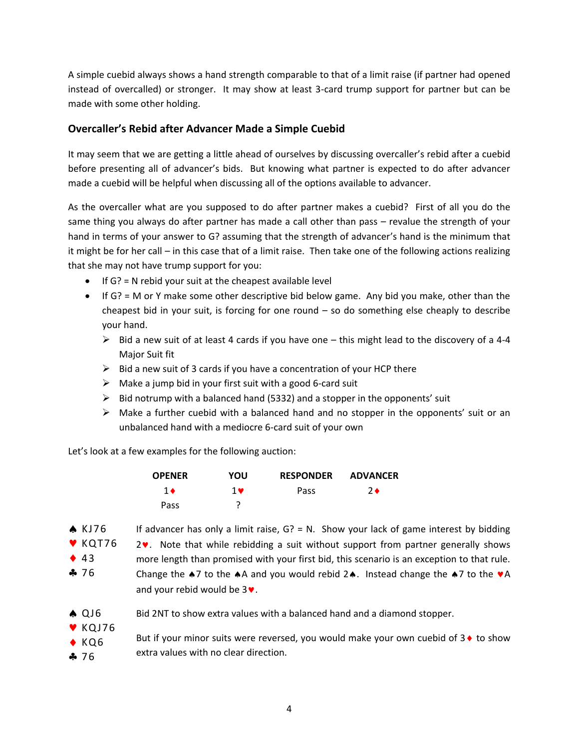A simple cuebid always shows a hand strength comparable to that of a limit raise (if partner had opened instead of overcalled) or stronger. It may show at least 3-card trump support for partner but can be made with some other holding.

## Overcaller's Rebid after Advancer Made a Simple Cuebid

It may seem that we are getting a little ahead of ourselves by discussing overcaller's rebid after a cuebid before presenting all of advancer's bids. But knowing what partner is expected to do after advancer made a cuebid will be helpful when discussing all of the options available to advancer.

As the overcaller what are you supposed to do after partner makes a cuebid? First of all you do the same thing you always do after partner has made a call other than pass – revalue the strength of your hand in terms of your answer to G? assuming that the strength of advancer's hand is the minimum that it might be for her call – in this case that of a limit raise. Then take one of the following actions realizing that she may not have trump support for you:

- If G? = N rebid your suit at the cheapest available level
- If G? = M or Y make some other descriptive bid below game. Any bid you make, other than the cheapest bid in your suit, is forcing for one round – so do something else cheaply to describe your hand.
  - Bid a new suit of at least 4 cards if you have one – this might lead to the discovery of a 4-4 Major Suit fit
  - Bid a new suit of 3 cards if you have a concentration of your HCP there
  - Make a jump bid in your first suit with a good 6-card suit
  - Bid notrump with a balanced hand (5332) and a stopper in the opponents' suit
  - Make a further cuebid with a balanced hand and no stopper in the opponents' suit or an unbalanced hand with a mediocre 6-card suit of your own

Let's look at a few examples for the following auction:

| OPENER | YOU | RESPONDER | ADVANCER |
|---|---|---|---|
| 1♦ | 1♥ | Pass | 2♦ |
| Pass | ? | | |

♠ KJ76
♥ KQT76
♦ 43
♣ 76

If advancer has only a limit raise, G? = N. Show your lack of game interest by bidding 2♥. Note that while rebidding a suit without support from partner generally shows more length than promised with your first bid, this scenario is an exception to that rule. Change the ♠7 to the ♠A and you would rebid 2♠. Instead change the ♠7 to the ♥A and your rebid would be 3♥.

♠ QJ6
♥ KQJ76
♦ KQ6
♣ 76

Bid 2NT to show extra values with a balanced hand and a diamond stopper.

But if your minor suits were reversed, you would make your own cuebid of 3♦ to show extra values with no clear direction.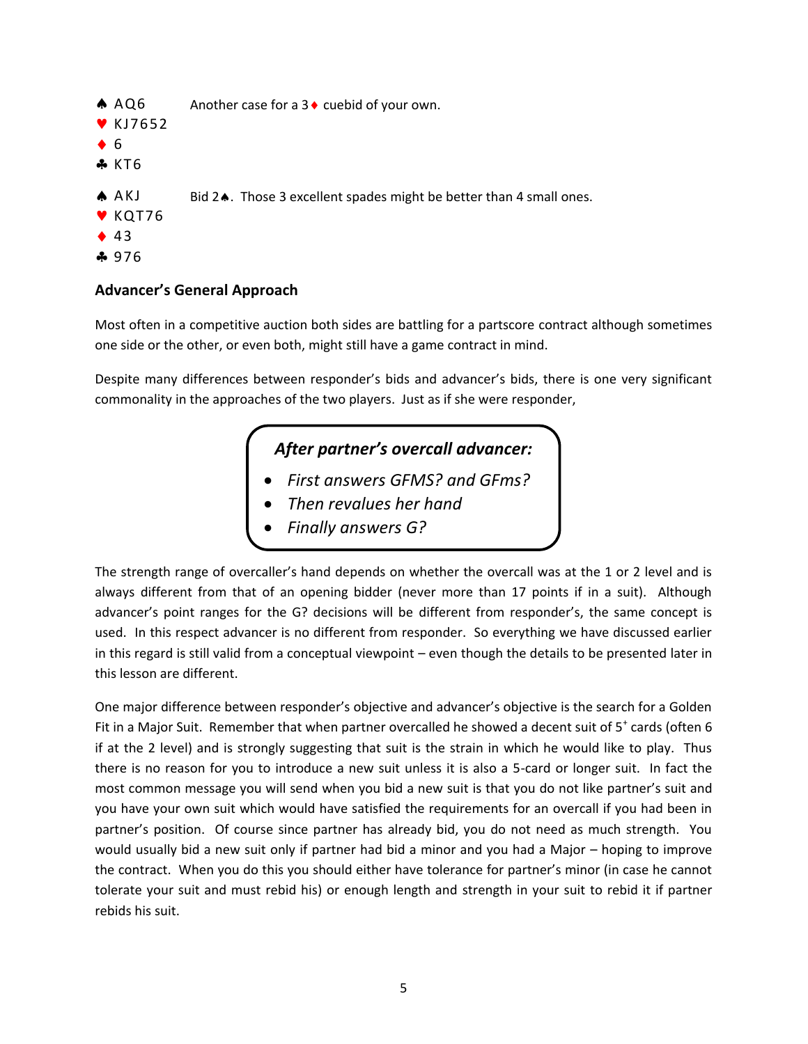♠ AQ6
♥ KJ7652
♦ 6
♣ KT6

Another case for a 3♦ cuebid of your own.

♠ AKJ
♥ KQT76
♦ 43
♣ 976

Bid 2♠. Those 3 excellent spades might be better than 4 small ones.

### Advancer's General Approach

Most often in a competitive auction both sides are battling for a partscore contract although sometimes one side or the other, or even both, might still have a game contract in mind.

Despite many differences between responder's bids and advancer's bids, there is one very significant commonality in the approaches of the two players. Just as if she were responder,

> ***After partner's overcall advancer:***
>
> - *First answers GFMS? and GFms?*
> - *Then revalues her hand*
> - *Finally answers G?*

The strength range of overcaller's hand depends on whether the overcall was at the 1 or 2 level and is always different from that of an opening bidder (never more than 17 points if in a suit). Although advancer's point ranges for the G? decisions will be different from responder's, the same concept is used. In this respect advancer is no different from responder. So everything we have discussed earlier in this regard is still valid from a conceptual viewpoint – even though the details to be presented later in this lesson are different.

One major difference between responder's objective and advancer's objective is the search for a Golden Fit in a Major Suit. Remember that when partner overcalled he showed a decent suit of 5$^+$ cards (often 6 if at the 2 level) and is strongly suggesting that suit is the strain in which he would like to play. Thus there is no reason for you to introduce a new suit unless it is also a 5-card or longer suit. In fact the most common message you will send when you bid a new suit is that you do not like partner's suit and you have your own suit which would have satisfied the requirements for an overcall if you had been in partner's position. Of course since partner has already bid, you do not need as much strength. You would usually bid a new suit only if partner had bid a minor and you had a Major – hoping to improve the contract. When you do this you should either have tolerance for partner's minor (in case he cannot tolerate your suit and must rebid his) or enough length and strength in your suit to rebid it if partner rebids his suit.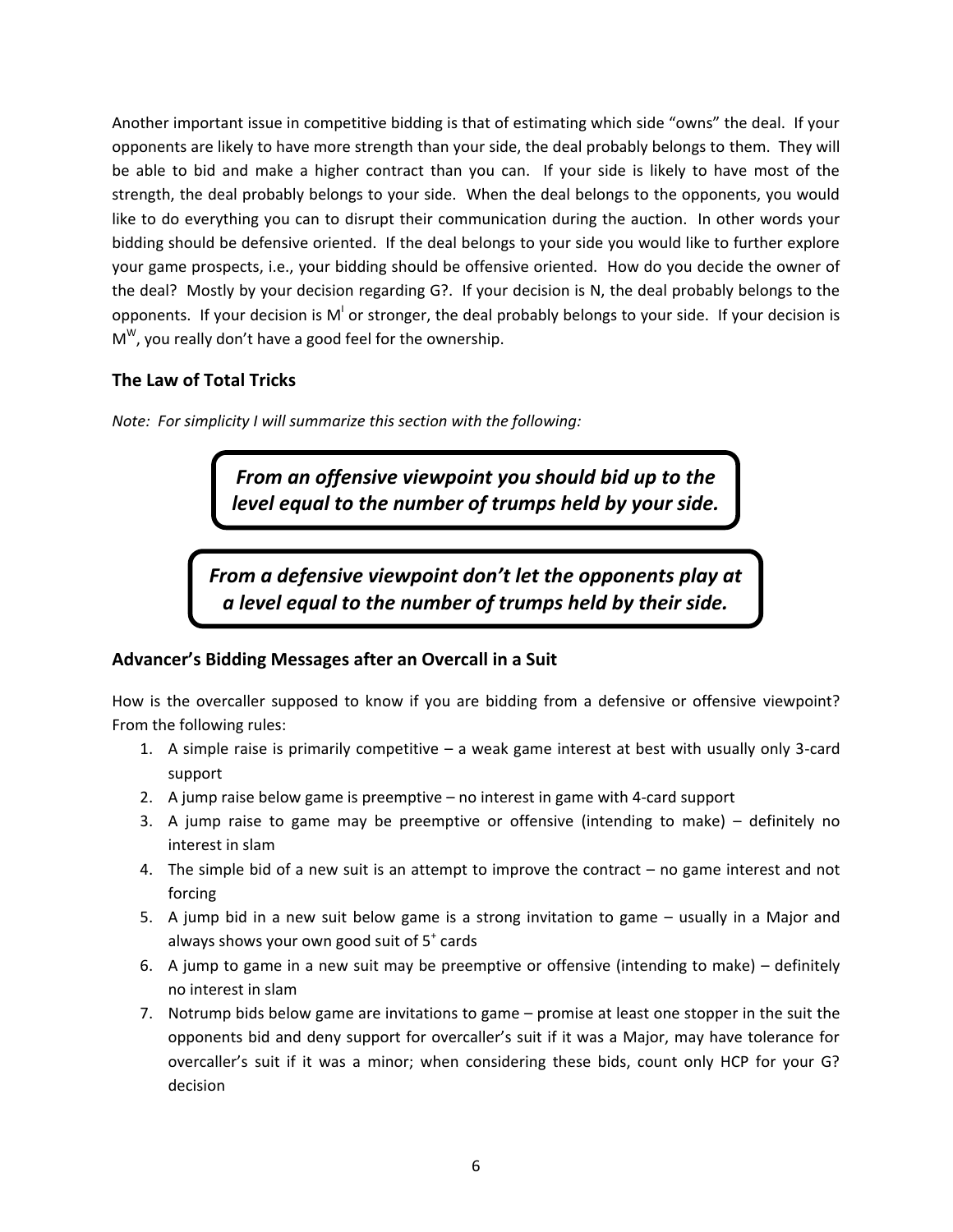Another important issue in competitive bidding is that of estimating which side "owns" the deal. If your opponents are likely to have more strength than your side, the deal probably belongs to them. They will be able to bid and make a higher contract than you can. If your side is likely to have most of the strength, the deal probably belongs to your side. When the deal belongs to the opponents, you would like to do everything you can to disrupt their communication during the auction. In other words your bidding should be defensive oriented. If the deal belongs to your side you would like to further explore your game prospects, i.e., your bidding should be offensive oriented. How do you decide the owner of the deal? Mostly by your decision regarding G?. If your decision is N, the deal probably belongs to the opponents. If your decision is $M^I$ or stronger, the deal probably belongs to your side. If your decision is $M^W$, you really don't have a good feel for the ownership.

### The Law of Total Tricks

*Note: For simplicity I will summarize this section with the following:*

> ***From an offensive viewpoint you should bid up to the level equal to the number of trumps held by your side.***

> ***From a defensive viewpoint don't let the opponents play at a level equal to the number of trumps held by their side.***

### Advancer's Bidding Messages after an Overcall in a Suit

How is the overcaller supposed to know if you are bidding from a defensive or offensive viewpoint? From the following rules:

1. A simple raise is primarily competitive – a weak game interest at best with usually only 3-card support
2. A jump raise below game is preemptive – no interest in game with 4-card support
3. A jump raise to game may be preemptive or offensive (intending to make) – definitely no interest in slam
4. The simple bid of a new suit is an attempt to improve the contract – no game interest and not forcing
5. A jump bid in a new suit below game is a strong invitation to game – usually in a Major and always shows your own good suit of $5^+$ cards
6. A jump to game in a new suit may be preemptive or offensive (intending to make) – definitely no interest in slam
7. Notrump bids below game are invitations to game – promise at least one stopper in the suit the opponents bid and deny support for overcaller's suit if it was a Major, may have tolerance for overcaller's suit if it was a minor; when considering these bids, count only HCP for your G? decision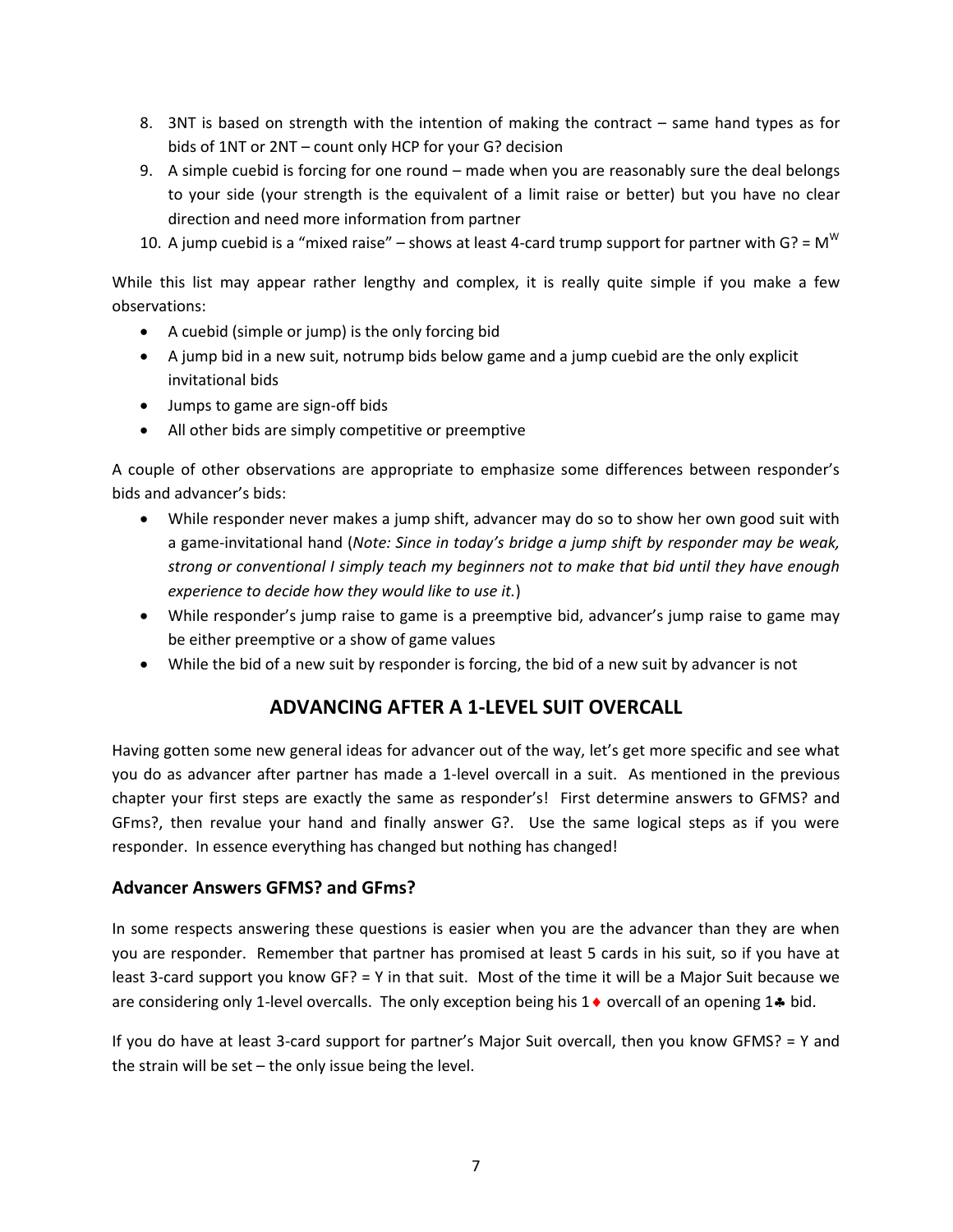8. 3NT is based on strength with the intention of making the contract – same hand types as for bids of 1NT or 2NT – count only HCP for your G? decision
9. A simple cuebid is forcing for one round – made when you are reasonably sure the deal belongs to your side (your strength is the equivalent of a limit raise or better) but you have no clear direction and need more information from partner
10. A jump cuebid is a "mixed raise" – shows at least 4-card trump support for partner with G? = $M^W$

While this list may appear rather lengthy and complex, it is really quite simple if you make a few observations:

- A cuebid (simple or jump) is the only forcing bid
- A jump bid in a new suit, notrump bids below game and a jump cuebid are the only explicit invitational bids
- Jumps to game are sign-off bids
- All other bids are simply competitive or preemptive

A couple of other observations are appropriate to emphasize some differences between responder's bids and advancer's bids:

- While responder never makes a jump shift, advancer may do so to show her own good suit with a game-invitational hand (*Note: Since in today's bridge a jump shift by responder may be weak, strong or conventional I simply teach my beginners not to make that bid until they have enough experience to decide how they would like to use it.*)
- While responder's jump raise to game is a preemptive bid, advancer's jump raise to game may be either preemptive or a show of game values
- While the bid of a new suit by responder is forcing, the bid of a new suit by advancer is not

## ADVANCING AFTER A 1-LEVEL SUIT OVERCALL

Having gotten some new general ideas for advancer out of the way, let's get more specific and see what you do as advancer after partner has made a 1-level overcall in a suit. As mentioned in the previous chapter your first steps are exactly the same as responder's! First determine answers to GFMS? and GFms?, then revalue your hand and finally answer G?. Use the same logical steps as if you were responder. In essence everything has changed but nothing has changed!

### Advancer Answers GFMS? and GFms?

In some respects answering these questions is easier when you are the advancer than they are when you are responder. Remember that partner has promised at least 5 cards in his suit, so if you have at least 3-card support you know GF? = Y in that suit. Most of the time it will be a Major Suit because we are considering only 1-level overcalls. The only exception being his 1♦ overcall of an opening 1♣ bid.

If you do have at least 3-card support for partner's Major Suit overcall, then you know GFMS? = Y and the strain will be set – the only issue being the level.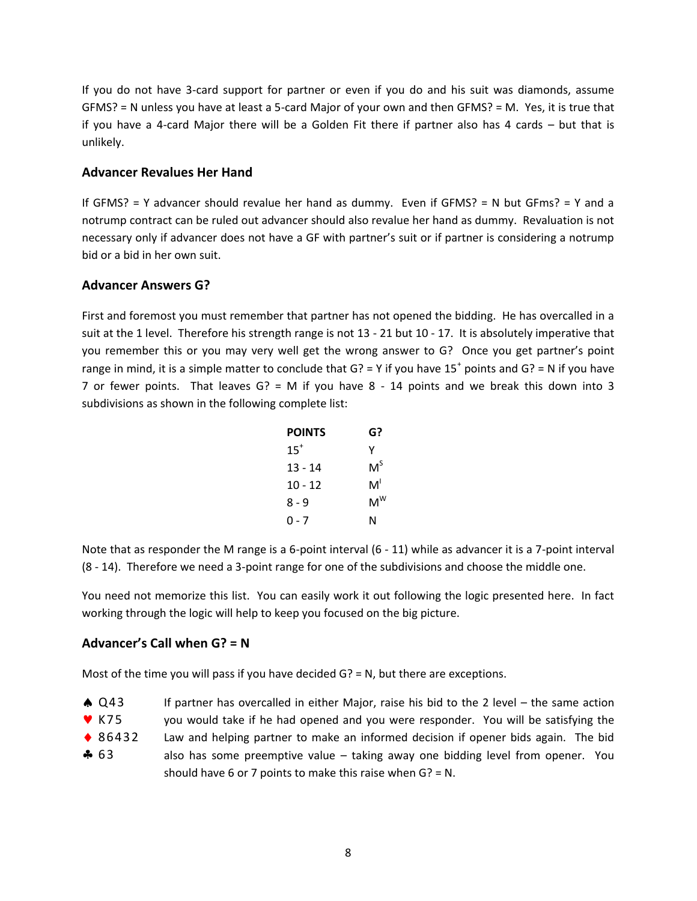If you do not have 3-card support for partner or even if you do and his suit was diamonds, assume GFMS? = N unless you have at least a 5-card Major of your own and then GFMS? = M. Yes, it is true that if you have a 4-card Major there will be a Golden Fit there if partner also has 4 cards – but that is unlikely.

### Advancer Revalues Her Hand

If GFMS? = Y advancer should revalue her hand as dummy. Even if GFMS? = N but GFms? = Y and a notrump contract can be ruled out advancer should also revalue her hand as dummy. Revaluation is not necessary only if advancer does not have a GF with partner's suit or if partner is considering a notrump bid or a bid in her own suit.

### Advancer Answers G?

First and foremost you must remember that partner has not opened the bidding. He has overcalled in a suit at the 1 level. Therefore his strength range is not 13 - 21 but 10 - 17. It is absolutely imperative that you remember this or you may very well get the wrong answer to G? Once you get partner's point range in mind, it is a simple matter to conclude that G? = Y if you have $15^+$ points and G? = N if you have 7 or fewer points. That leaves G? = M if you have 8 - 14 points and we break this down into 3 subdivisions as shown in the following complete list:

| POINTS | G? |
|---|---|
| $15^+$ | Y |
| 13 - 14 | $M^S$ |
| 10 - 12 | $M^I$ |
| 8 - 9 | $M^W$ |
| 0 - 7 | N |

Note that as responder the M range is a 6-point interval (6 - 11) while as advancer it is a 7-point interval (8 - 14). Therefore we need a 3-point range for one of the subdivisions and choose the middle one.

You need not memorize this list. You can easily work it out following the logic presented here. In fact working through the logic will help to keep you focused on the big picture.

### Advancer's Call when G? = N

Most of the time you will pass if you have decided G? = N, but there are exceptions.

♠ Q43
♥ K75
♦ 86432
♣ 63

If partner has overcalled in either Major, raise his bid to the 2 level – the same action you would take if he had opened and you were responder. You will be satisfying the Law and helping partner to make an informed decision if opener bids again. The bid also has some preemptive value – taking away one bidding level from opener. You should have 6 or 7 points to make this raise when G? = N.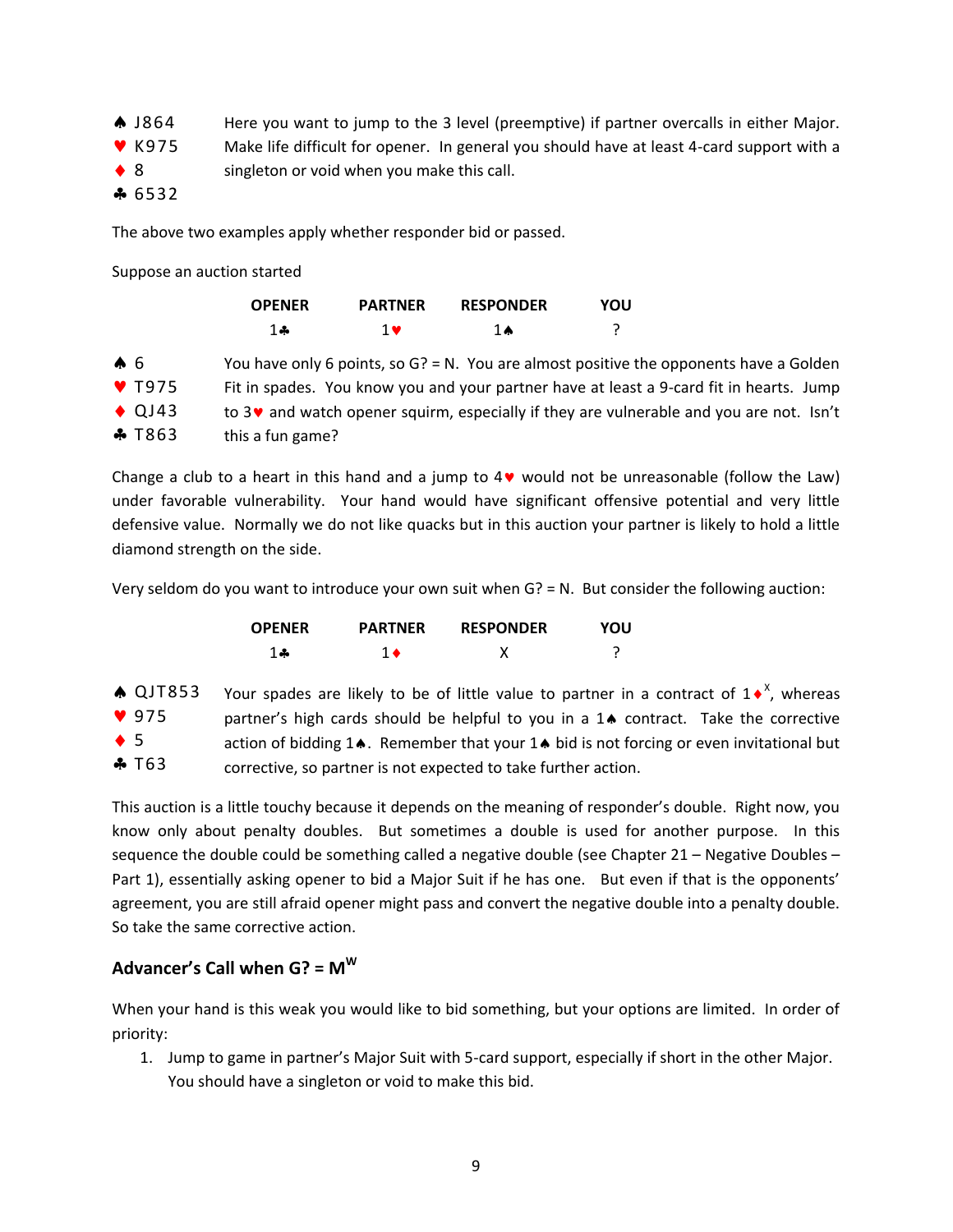♠ J864
♥ K975
♦ 8
♣ 6532

Here you want to jump to the 3 level (preemptive) if partner overcalls in either Major. Make life difficult for opener. In general you should have at least 4-card support with a singleton or void when you make this call.

The above two examples apply whether responder bid or passed.

Suppose an auction started

| OPENER | PARTNER | RESPONDER | YOU |
|---|---|---|---|
| 1♣ | 1♥ | 1♠ | ? |

♠ 6
♥ T975
♦ QJ43
♣ T863

You have only 6 points, so G? = N. You are almost positive the opponents have a Golden Fit in spades. You know you and your partner have at least a 9-card fit in hearts. Jump to 3♥ and watch opener squirm, especially if they are vulnerable and you are not. Isn't this a fun game?

Change a club to a heart in this hand and a jump to 4♥ would not be unreasonable (follow the Law) under favorable vulnerability. Your hand would have significant offensive potential and very little defensive value. Normally we do not like quacks but in this auction your partner is likely to hold a little diamond strength on the side.

Very seldom do you want to introduce your own suit when G? = N. But consider the following auction:

| OPENER | PARTNER | RESPONDER | YOU |
|---|---|---|---|
| 1♣ | 1♦ | X | ? |

♠ QJT853
♥ 975
♦ 5
♣ T63

Your spades are likely to be of little value to partner in a contract of 1♦[X], whereas partner's high cards should be helpful to you in a 1♠ contract. Take the corrective action of bidding 1♠. Remember that your 1♠ bid is not forcing or even invitational but corrective, so partner is not expected to take further action.

This auction is a little touchy because it depends on the meaning of responder's double. Right now, you know only about penalty doubles. But sometimes a double is used for another purpose. In this sequence the double could be something called a negative double (see Chapter 21 – Negative Doubles – Part 1), essentially asking opener to bid a Major Suit if he has one. But even if that is the opponents' agreement, you are still afraid opener might pass and convert the negative double into a penalty double. So take the same corrective action.

## Advancer's Call when G? = $M^W$

When your hand is this weak you would like to bid something, but your options are limited. In order of priority:

1. Jump to game in partner's Major Suit with 5-card support, especially if short in the other Major. You should have a singleton or void to make this bid.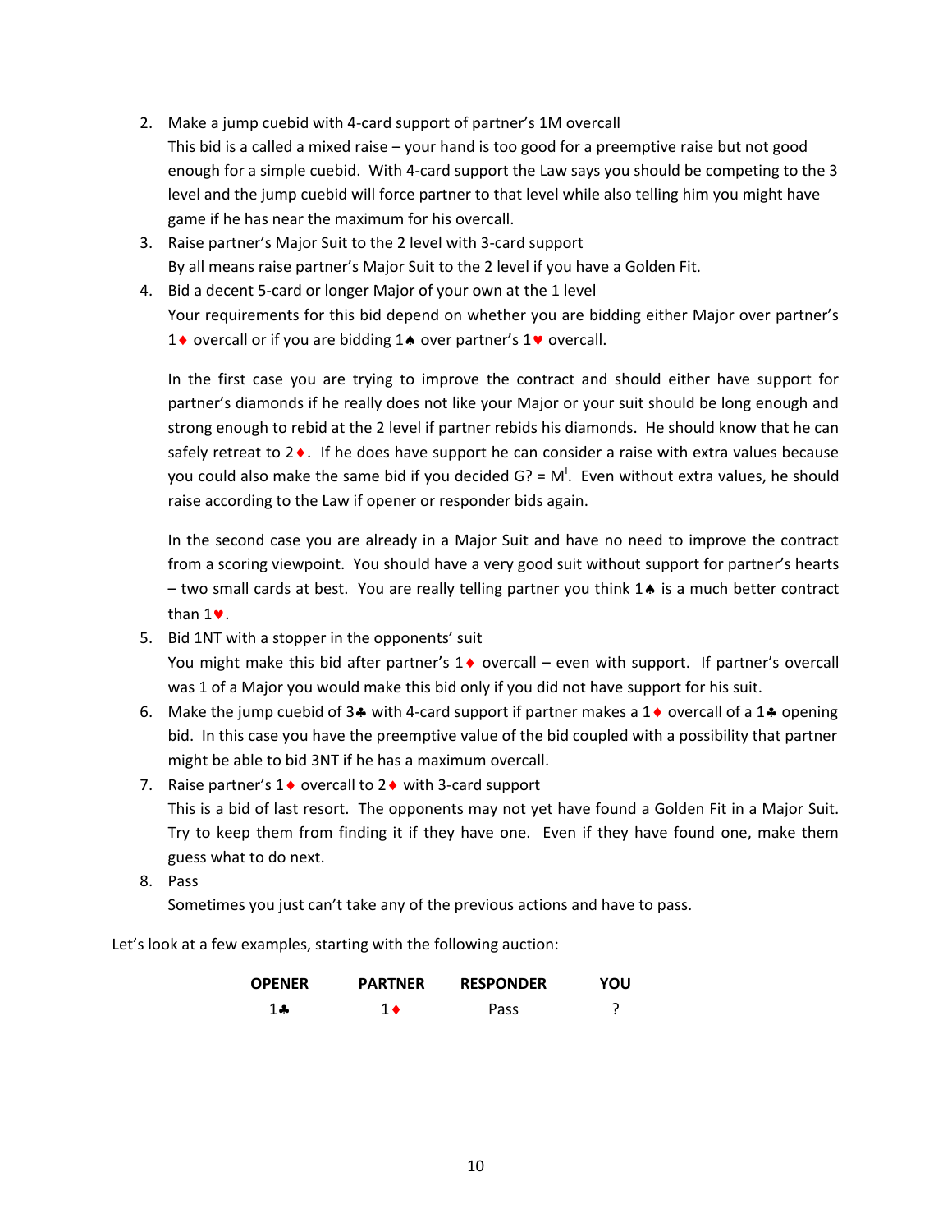2. Make a jump cuebid with 4-card support of partner's 1M overcall
   This bid is a called a mixed raise – your hand is too good for a preemptive raise but not good enough for a simple cuebid. With 4-card support the Law says you should be competing to the 3 level and the jump cuebid will force partner to that level while also telling him you might have game if he has near the maximum for his overcall.
3. Raise partner's Major Suit to the 2 level with 3-card support
   By all means raise partner's Major Suit to the 2 level if you have a Golden Fit.
4. Bid a decent 5-card or longer Major of your own at the 1 level
   Your requirements for this bid depend on whether you are bidding either Major over partner's 1♦ overcall or if you are bidding 1♠ over partner's 1♥ overcall.

   In the first case you are trying to improve the contract and should either have support for partner's diamonds if he really does not like your Major or your suit should be long enough and strong enough to rebid at the 2 level if partner rebids his diamonds. He should know that he can safely retreat to 2♦. If he does have support he can consider a raise with extra values because you could also make the same bid if you decided G? = M[!]. Even without extra values, he should raise according to the Law if opener or responder bids again.

   In the second case you are already in a Major Suit and have no need to improve the contract from a scoring viewpoint. You should have a very good suit without support for partner's hearts – two small cards at best. You are really telling partner you think 1♠ is a much better contract than 1♥.
5. Bid 1NT with a stopper in the opponents' suit
   You might make this bid after partner's 1♦ overcall – even with support. If partner's overcall was 1 of a Major you would make this bid only if you did not have support for his suit.
6. Make the jump cuebid of 3♣ with 4-card support if partner makes a 1♦ overcall of a 1♣ opening bid. In this case you have the preemptive value of the bid coupled with a possibility that partner might be able to bid 3NT if he has a maximum overcall.
7. Raise partner's 1♦ overcall to 2♦ with 3-card support
   This is a bid of last resort. The opponents may not yet have found a Golden Fit in a Major Suit. Try to keep them from finding it if they have one. Even if they have found one, make them guess what to do next.
8. Pass
   Sometimes you just can't take any of the previous actions and have to pass.

Let's look at a few examples, starting with the following auction:

| OPENER | PARTNER | RESPONDER | YOU |
|---|---|---|---|
| 1♣ | 1♦ | Pass | ? |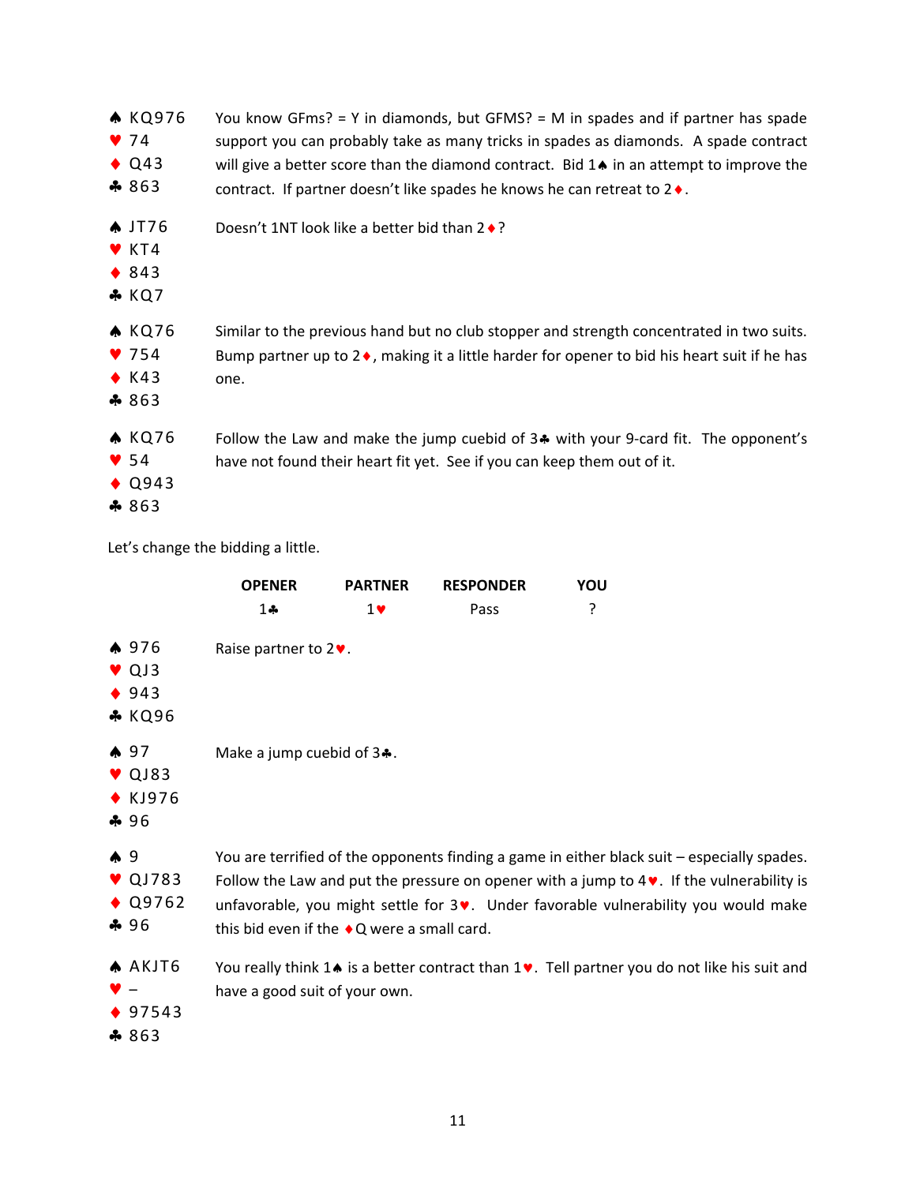| Hand | Comment |
|---|---|
| ♠ KQ976<br>♥ 74<br>♦ Q43<br>♣ 863 | You know GFms? = Y in diamonds, but GFMS? = M in spades and if partner has spade support you can probably take as many tricks in spades as diamonds. A spade contract will give a better score than the diamond contract. Bid 1♠ in an attempt to improve the contract. If partner doesn't like spades he knows he can retreat to 2♦. |
| ♠ JT76<br>♥ KT4<br>♦ 843<br>♣ KQ7 | Doesn't 1NT look like a better bid than 2♦? |
| ♠ KQ76<br>♥ 754<br>♦ K43<br>♣ 863 | Similar to the previous hand but no club stopper and strength concentrated in two suits. Bump partner up to 2♦, making it a little harder for opener to bid his heart suit if he has one. |
| ♠ KQ76<br>♥ 54<br>♦ Q943<br>♣ 863 | Follow the Law and make the jump cuebid of 3♣ with your 9-card fit. The opponent's have not found their heart fit yet. See if you can keep them out of it. |

Let's change the bidding a little.

| OPENER | PARTNER | RESPONDER | YOU |
|---|---|---|---|
| 1♣ | 1♥ | Pass | ? |

| Hand | Comment |
|---|---|
| ♠ 976<br>♥ QJ3<br>♦ 943<br>♣ KQ96 | Raise partner to 2♥. |
| ♠ 97<br>♥ QJ83<br>♦ KJ976<br>♣ 96 | Make a jump cuebid of 3♣. |
| ♠ 9<br>♥ QJ783<br>♦ Q9762<br>♣ 96 | You are terrified of the opponents finding a game in either black suit – especially spades. Follow the Law and put the pressure on opener with a jump to 4♥. If the vulnerability is unfavorable, you might settle for 3♥. Under favorable vulnerability you would make this bid even if the ♦Q were a small card. |
| ♠ AKJT6<br>♥ –<br>♦ 97543<br>♣ 863 | You really think 1♠ is a better contract than 1♥. Tell partner you do not like his suit and have a good suit of your own. |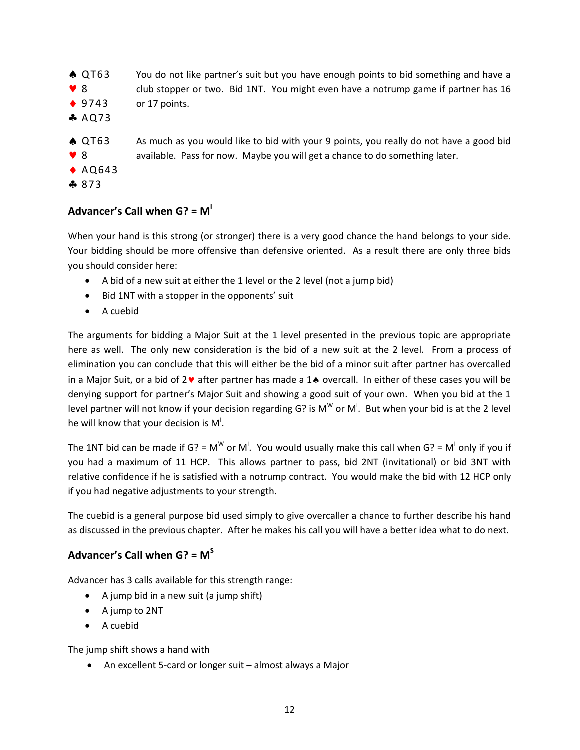| | |
|---|---|
| ♠ QT63<br>♥ 8<br>♦ 9743<br>♣ AQ73 | You do not like partner's suit but you have enough points to bid something and have a club stopper or two. Bid 1NT. You might even have a notrump game if partner has 16 or 17 points. |
| ♠ QT63<br>♥ 8<br>♦ AQ643<br>♣ 873 | As much as you would like to bid with your 9 points, you really do not have a good bid available. Pass for now. Maybe you will get a chance to do something later. |

## Advancer's Call when G? = $M^I$

When your hand is this strong (or stronger) there is a very good chance the hand belongs to your side. Your bidding should be more offensive than defensive oriented. As a result there are only three bids you should consider here:

- A bid of a new suit at either the 1 level or the 2 level (not a jump bid)
- Bid 1NT with a stopper in the opponents' suit
- A cuebid

The arguments for bidding a Major Suit at the 1 level presented in the previous topic are appropriate here as well. The only new consideration is the bid of a new suit at the 2 level. From a process of elimination you can conclude that this will either be the bid of a minor suit after partner has overcalled in a Major Suit, or a bid of 2♥ after partner has made a 1♠ overcall. In either of these cases you will be denying support for partner's Major Suit and showing a good suit of your own. When you bid at the 1 level partner will not know if your decision regarding G? is $M^W$ or $M^I$. But when your bid is at the 2 level he will know that your decision is $M^I$.

The 1NT bid can be made if G? = $M^W$ or $M^I$. You would usually make this call when G? = $M^I$ only you if you had a maximum of 11 HCP. This allows partner to pass, bid 2NT (invitational) or bid 3NT with relative confidence if he is satisfied with a notrump contract. You would make the bid with 12 HCP only if you had negative adjustments to your strength.

The cuebid is a general purpose bid used simply to give overcaller a chance to further describe his hand as discussed in the previous chapter. After he makes his call you will have a better idea what to do next.

## Advancer's Call when G? = $M^S$

Advancer has 3 calls available for this strength range:

- A jump bid in a new suit (a jump shift)
- A jump to 2NT
- A cuebid

The jump shift shows a hand with

- An excellent 5-card or longer suit – almost always a Major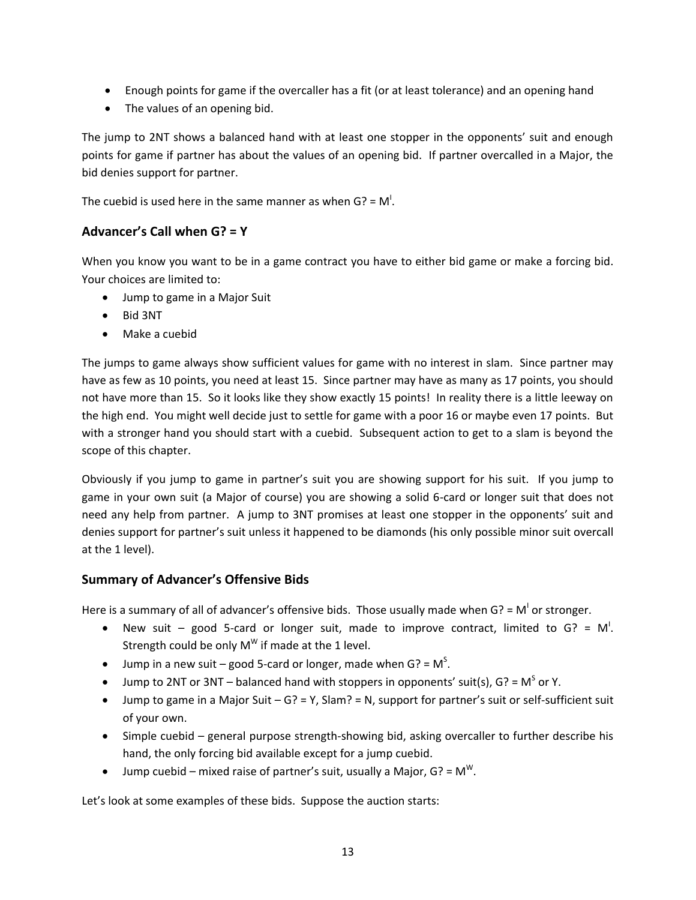- Enough points for game if the overcaller has a fit (or at least tolerance) and an opening hand
- The values of an opening bid.

The jump to 2NT shows a balanced hand with at least one stopper in the opponents' suit and enough points for game if partner has about the values of an opening bid. If partner overcalled in a Major, the bid denies support for partner.

The cuebid is used here in the same manner as when G? = $M^I$.

## Advancer's Call when G? = Y

When you know you want to be in a game contract you have to either bid game or make a forcing bid. Your choices are limited to:

- Jump to game in a Major Suit
- Bid 3NT
- Make a cuebid

The jumps to game always show sufficient values for game with no interest in slam. Since partner may have as few as 10 points, you need at least 15. Since partner may have as many as 17 points, you should not have more than 15. So it looks like they show exactly 15 points! In reality there is a little leeway on the high end. You might well decide just to settle for game with a poor 16 or maybe even 17 points. But with a stronger hand you should start with a cuebid. Subsequent action to get to a slam is beyond the scope of this chapter.

Obviously if you jump to game in partner's suit you are showing support for his suit. If you jump to game in your own suit (a Major of course) you are showing a solid 6-card or longer suit that does not need any help from partner. A jump to 3NT promises at least one stopper in the opponents' suit and denies support for partner's suit unless it happened to be diamonds (his only possible minor suit overcall at the 1 level).

## Summary of Advancer's Offensive Bids

Here is a summary of all of advancer's offensive bids. Those usually made when G? = $M^I$ or stronger.

- New suit – good 5-card or longer suit, made to improve contract, limited to G? = $M^I$. Strength could be only $M^W$ if made at the 1 level.
- Jump in a new suit – good 5-card or longer, made when G? = $M^S$.
- Jump to 2NT or 3NT – balanced hand with stoppers in opponents' suit(s), G? = $M^S$ or Y.
- Jump to game in a Major Suit – G? = Y, Slam? = N, support for partner's suit or self-sufficient suit of your own.
- Simple cuebid – general purpose strength-showing bid, asking overcaller to further describe his hand, the only forcing bid available except for a jump cuebid.
- Jump cuebid – mixed raise of partner's suit, usually a Major, G? = $M^W$.

Let's look at some examples of these bids. Suppose the auction starts: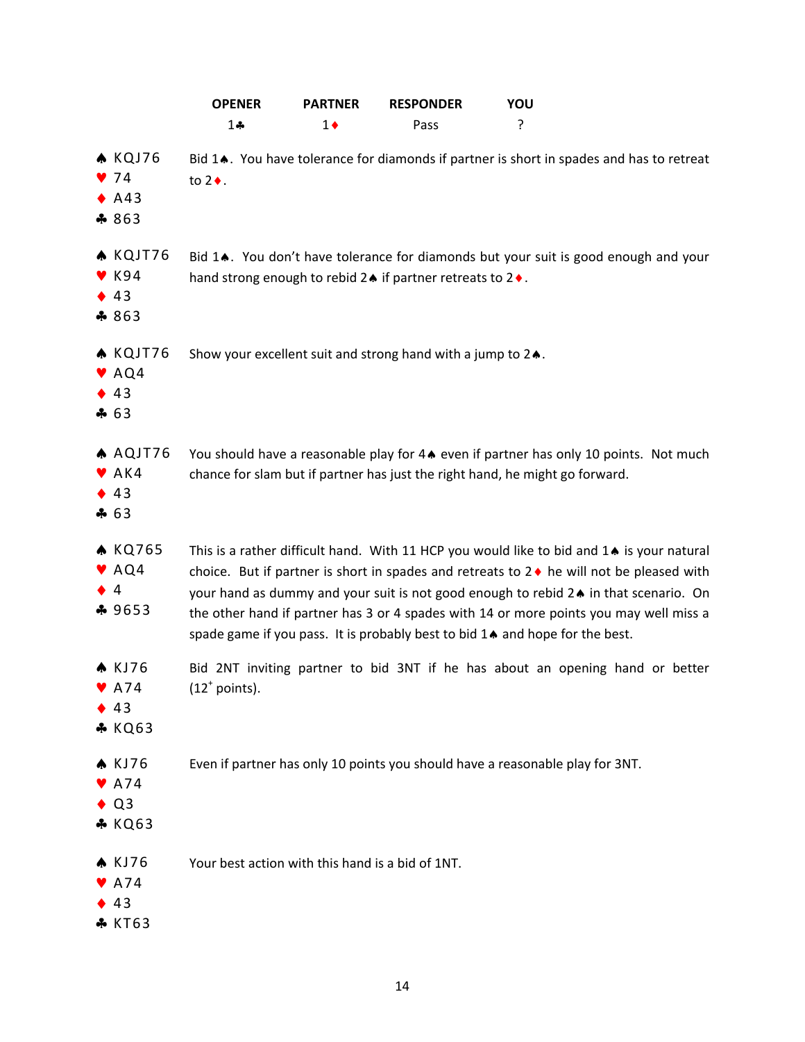| OPENER | PARTNER | RESPONDER | YOU |
|---|---|---|---|
| 1♣ | 1♦ | Pass | ? |

♠ KQJ76
♥ 74
♦ A43
♣ 863

Bid 1♠. You have tolerance for diamonds if partner is short in spades and has to retreat to 2♦.

♠ KQJT76
♥ K94
♦ 43
♣ 863

Bid 1♠. You don't have tolerance for diamonds but your suit is good enough and your hand strong enough to rebid 2♠ if partner retreats to 2♦.

♠ KQJT76
♥ AQ4
♦ 43
♣ 63

Show your excellent suit and strong hand with a jump to 2♠.

♠ AQJT76
♥ AK4
♦ 43
♣ 63

You should have a reasonable play for 4♠ even if partner has only 10 points. Not much chance for slam but if partner has just the right hand, he might go forward.

♠ KQ765
♥ AQ4
♦ 4
♣ 9653

This is a rather difficult hand. With 11 HCP you would like to bid and 1♠ is your natural choice. But if partner is short in spades and retreats to 2♦ he will not be pleased with your hand as dummy and your suit is not good enough to rebid 2♠ in that scenario. On the other hand if partner has 3 or 4 spades with 14 or more points you may well miss a spade game if you pass. It is probably best to bid 1♠ and hope for the best.

♠ KJ76
♥ A74
♦ 43
♣ KQ63

Bid 2NT inviting partner to bid 3NT if he has about an opening hand or better (12+ points).

♠ KJ76
♥ A74
♦ Q3
♣ KQ63

Even if partner has only 10 points you should have a reasonable play for 3NT.

♠ KJ76
♥ A74
♦ 43
♣ KT63

Your best action with this hand is a bid of 1NT.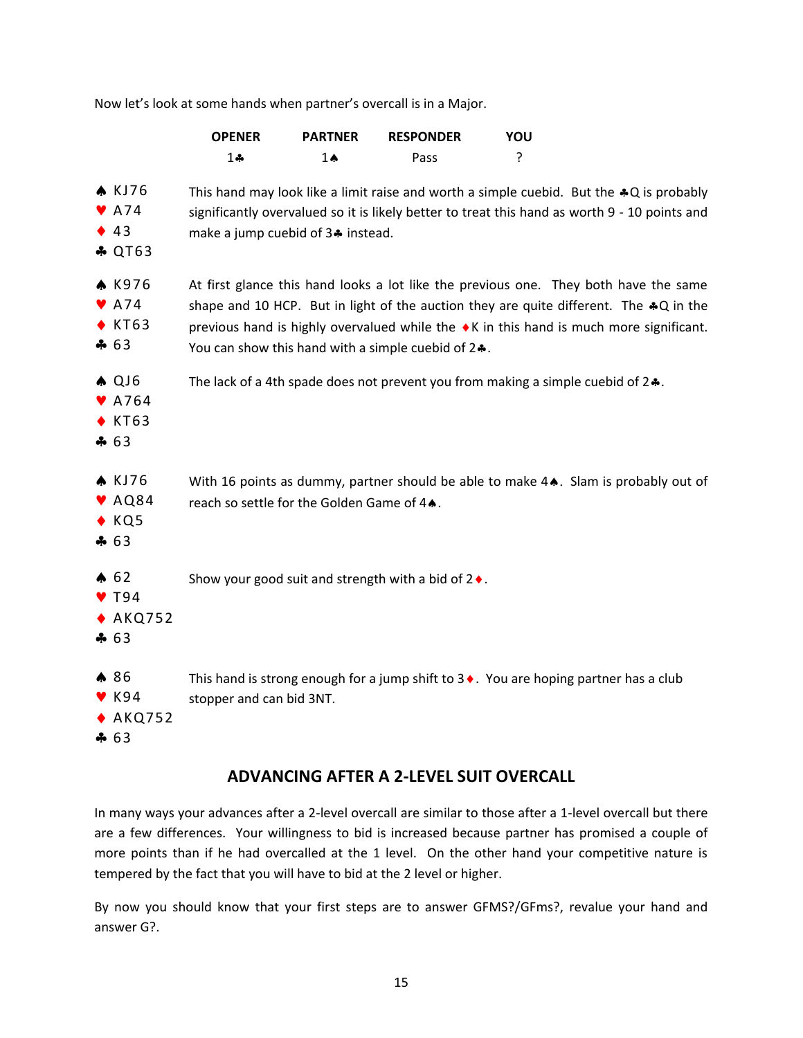Now let's look at some hands when partner's overcall is in a Major.

| OPENER | PARTNER | RESPONDER | YOU |
|---|---|---|---|
| 1♣ | 1♠ | Pass | ? |

| Hand | Comment |
|---|---|
| ♠ KJ76<br>♥ A74<br>♦ 43<br>♣ QT63 | This hand may look like a limit raise and worth a simple cuebid. But the ♣Q is probably significantly overvalued so it is likely better to treat this hand as worth 9 - 10 points and make a jump cuebid of 3♣ instead. |
| ♠ K976<br>♥ A74<br>♦ KT63<br>♣ 63 | At first glance this hand looks a lot like the previous one. They both have the same shape and 10 HCP. But in light of the auction they are quite different. The ♣Q in the previous hand is highly overvalued while the ♦K in this hand is much more significant. You can show this hand with a simple cuebid of 2♣. |
| ♠ QJ6<br>♥ A764<br>♦ KT63<br>♣ 63 | The lack of a 4th spade does not prevent you from making a simple cuebid of 2♣. |
| ♠ KJ76<br>♥ AQ84<br>♦ KQ5<br>♣ 63 | With 16 points as dummy, partner should be able to make 4♠. Slam is probably out of reach so settle for the Golden Game of 4♠. |
| ♠ 62<br>♥ T94<br>♦ AKQ752<br>♣ 63 | Show your good suit and strength with a bid of 2♦. |
| ♠ 86<br>♥ K94<br>♦ AKQ752<br>♣ 63 | This hand is strong enough for a jump shift to 3♦. You are hoping partner has a club stopper and can bid 3NT. |

## ADVANCING AFTER A 2-LEVEL SUIT OVERCALL

In many ways your advances after a 2-level overcall are similar to those after a 1-level overcall but there are a few differences. Your willingness to bid is increased because partner has promised a couple of more points than if he had overcalled at the 1 level. On the other hand your competitive nature is tempered by the fact that you will have to bid at the 2 level or higher.

By now you should know that your first steps are to answer GFMS?/GFms?, revalue your hand and answer G?.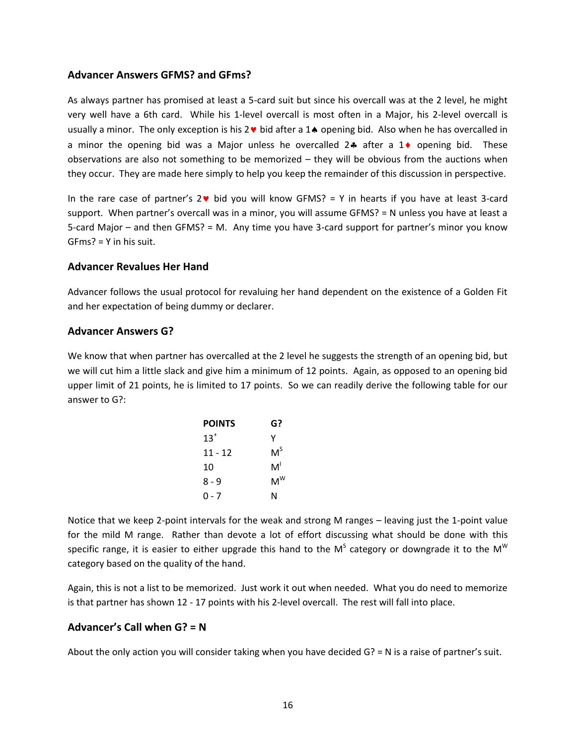### Advancer Answers GFMS? and GFms?

As always partner has promised at least a 5-card suit but since his overcall was at the 2 level, he might very well have a 6th card. While his 1-level overcall is most often in a Major, his 2-level overcall is usually a minor. The only exception is his 2♥ bid after a 1♠ opening bid. Also when he has overcalled in a minor the opening bid was a Major unless he overcalled 2♣ after a 1♦ opening bid. These observations are also not something to be memorized – they will be obvious from the auctions when they occur. They are made here simply to help you keep the remainder of this discussion in perspective.

In the rare case of partner's 2♥ bid you will know GFMS? = Y in hearts if you have at least 3-card support. When partner's overcall was in a minor, you will assume GFMS? = N unless you have at least a 5-card Major – and then GFMS? = M. Any time you have 3-card support for partner's minor you know GFms? = Y in his suit.

### Advancer Revalues Her Hand

Advancer follows the usual protocol for revaluing her hand dependent on the existence of a Golden Fit and her expectation of being dummy or declarer.

### Advancer Answers G?

We know that when partner has overcalled at the 2 level he suggests the strength of an opening bid, but we will cut him a little slack and give him a minimum of 12 points. Again, as opposed to an opening bid upper limit of 21 points, he is limited to 17 points. So we can readily derive the following table for our answer to G?:

| POINTS | G? |
|---|---|
| $13^+$ | Y |
| 11 - 12 | $M^S$ |
| 10 | $M^I$ |
| 8 - 9 | $M^W$ |
| 0 - 7 | N |

Notice that we keep 2-point intervals for the weak and strong M ranges – leaving just the 1-point value for the mild M range. Rather than devote a lot of effort discussing what should be done with this specific range, it is easier to either upgrade this hand to the $M^S$ category or downgrade it to the $M^W$ category based on the quality of the hand.

Again, this is not a list to be memorized. Just work it out when needed. What you do need to memorize is that partner has shown 12 - 17 points with his 2-level overcall. The rest will fall into place.

### Advancer's Call when G? = N

About the only action you will consider taking when you have decided G? = N is a raise of partner's suit.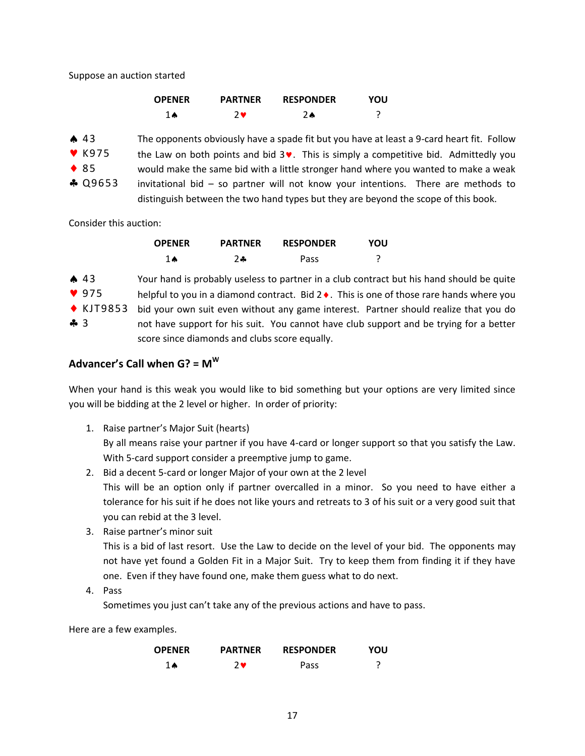Suppose an auction started

| OPENER | PARTNER | RESPONDER | YOU |
|---|---|---|---|
| 1♠ | 2♥ | 2♠ | ? |

♠ 43
♥ K975
♦ 85
♣ Q9653

The opponents obviously have a spade fit but you have at least a 9-card heart fit. Follow the Law on both points and bid 3♥. This is simply a competitive bid. Admittedly you would make the same bid with a little stronger hand where you wanted to make a weak invitational bid – so partner will not know your intentions. There are methods to distinguish between the two hand types but they are beyond the scope of this book.

Consider this auction:

| OPENER | PARTNER | RESPONDER | YOU |
|---|---|---|---|
| 1♠ | 2♣ | Pass | ? |

♠ 43
♥ 975
♦ KJT9853
♣ 3

Your hand is probably useless to partner in a club contract but his hand should be quite helpful to you in a diamond contract. Bid 2♦. This is one of those rare hands where you bid your own suit even without any game interest. Partner should realize that you do not have support for his suit. You cannot have club support and be trying for a better score since diamonds and clubs score equally.

## Advancer's Call when G? = $M^W$

When your hand is this weak you would like to bid something but your options are very limited since you will be bidding at the 2 level or higher. In order of priority:

1. Raise partner's Major Suit (hearts)
   By all means raise your partner if you have 4-card or longer support so that you satisfy the Law. With 5-card support consider a preemptive jump to game.
2. Bid a decent 5-card or longer Major of your own at the 2 level
   This will be an option only if partner overcalled in a minor. So you need to have either a tolerance for his suit if he does not like yours and retreats to 3 of his suit or a very good suit that you can rebid at the 3 level.
3. Raise partner's minor suit
   This is a bid of last resort. Use the Law to decide on the level of your bid. The opponents may not have yet found a Golden Fit in a Major Suit. Try to keep them from finding it if they have one. Even if they have found one, make them guess what to do next.
4. Pass
   Sometimes you just can't take any of the previous actions and have to pass.

Here are a few examples.

| OPENER | PARTNER | RESPONDER | YOU |
|---|---|---|---|
| 1♠ | 2♥ | Pass | ? |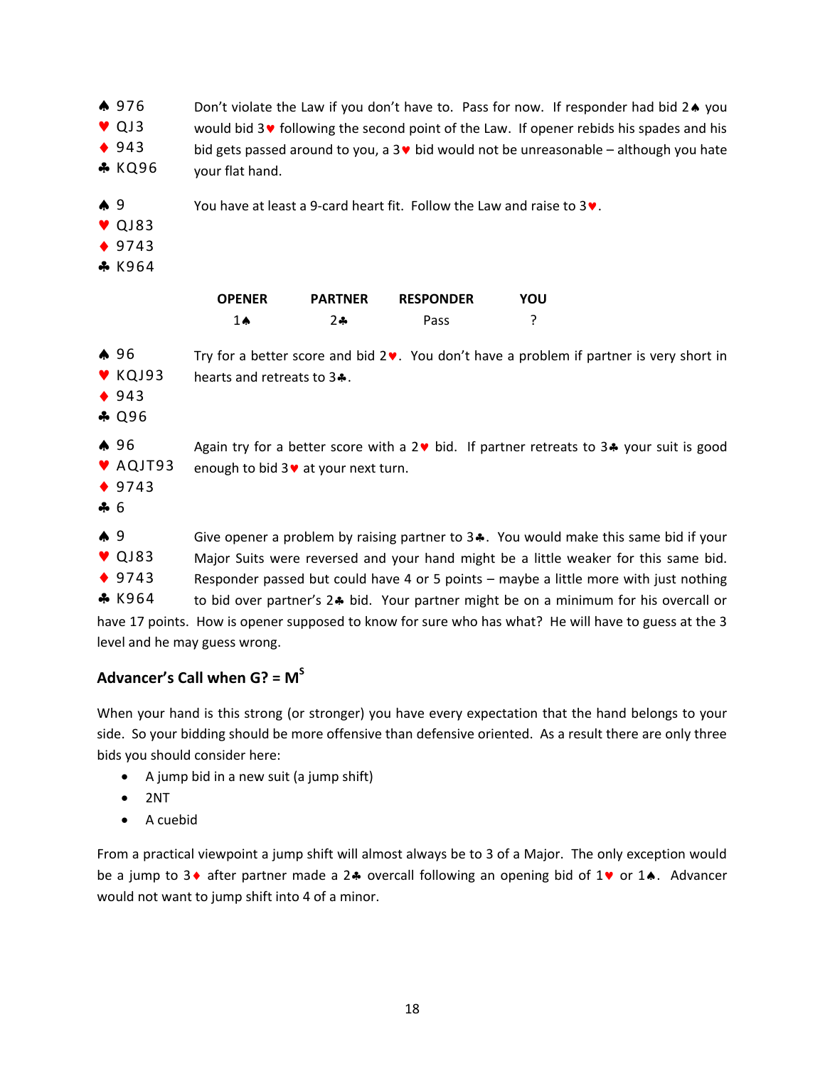♠ 976
♥ QJ3
♦ 943
♣ KQ96

Don't violate the Law if you don't have to. Pass for now. If responder had bid 2♠ you would bid 3♥ following the second point of the Law. If opener rebids his spades and his bid gets passed around to you, a 3♥ bid would not be unreasonable – although you hate your flat hand.

♠ 9
♥ QJ83
♦ 9743
♣ K964

You have at least a 9-card heart fit. Follow the Law and raise to 3♥.

| OPENER | PARTNER | RESPONDER | YOU |
|---|---|---|---|
| 1♠ | 2♣ | Pass | ? |

♠ 96
♥ KQJ93
♦ 943
♣ Q96

Try for a better score and bid 2♥. You don't have a problem if partner is very short in hearts and retreats to 3♣.

♠ 96
♥ AQJT93
♦ 9743
♣ 6

Again try for a better score with a 2♥ bid. If partner retreats to 3♣ your suit is good enough to bid 3♥ at your next turn.

♠ 9
♥ QJ83
♦ 9743
♣ K964

Give opener a problem by raising partner to 3♣. You would make this same bid if your Major Suits were reversed and your hand might be a little weaker for this same bid. Responder passed but could have 4 or 5 points – maybe a little more with just nothing to bid over partner's 2♣ bid. Your partner might be on a minimum for his overcall or have 17 points. How is opener supposed to know for sure who has what? He will have to guess at the 3 level and he may guess wrong.

## Advancer's Call when G? = $M^S$

When your hand is this strong (or stronger) you have every expectation that the hand belongs to your side. So your bidding should be more offensive than defensive oriented. As a result there are only three bids you should consider here:

- A jump bid in a new suit (a jump shift)
- 2NT
- A cuebid

From a practical viewpoint a jump shift will almost always be to 3 of a Major. The only exception would be a jump to 3♦ after partner made a 2♣ overcall following an opening bid of 1♥ or 1♠. Advancer would not want to jump shift into 4 of a minor.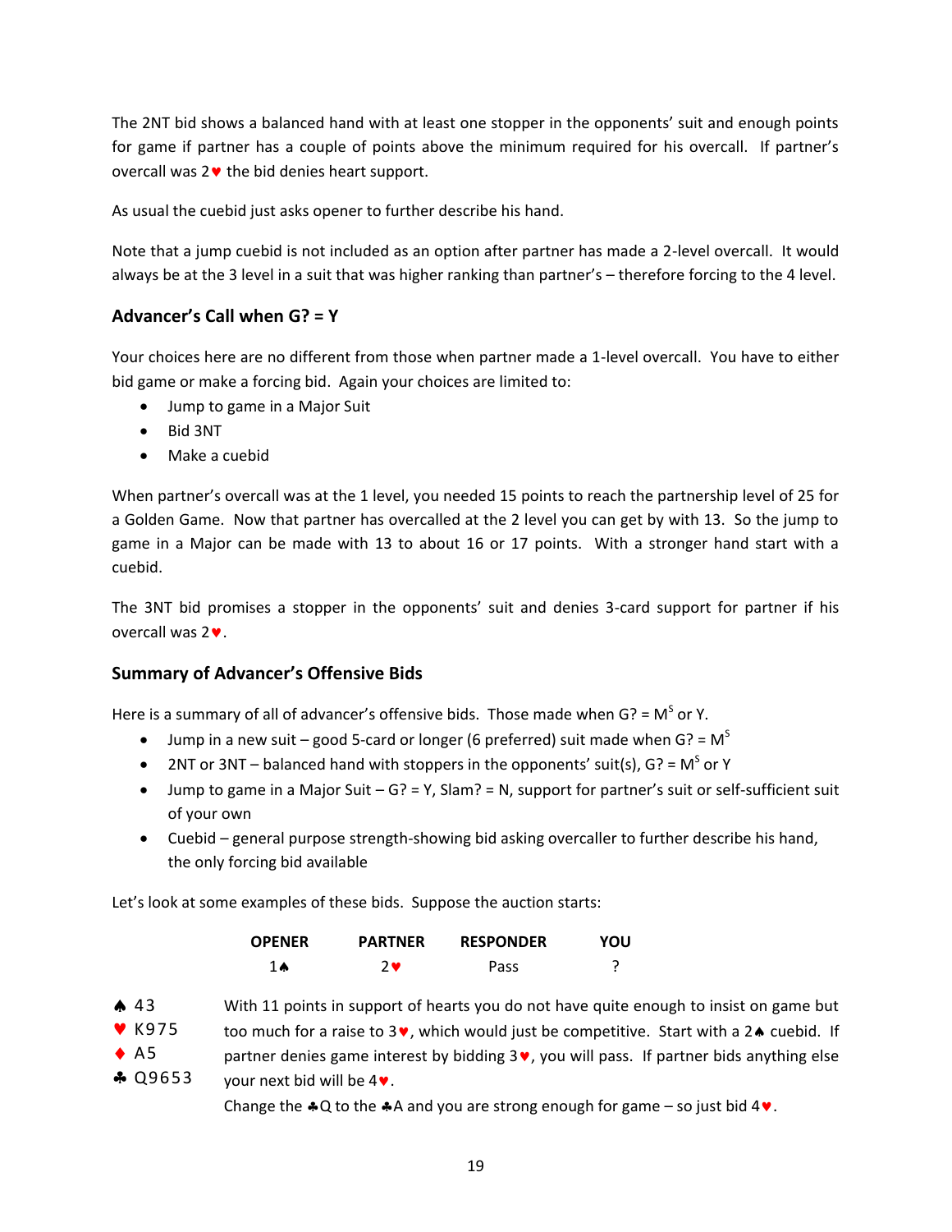The 2NT bid shows a balanced hand with at least one stopper in the opponents' suit and enough points for game if partner has a couple of points above the minimum required for his overcall. If partner's overcall was 2♥ the bid denies heart support.

As usual the cuebid just asks opener to further describe his hand.

Note that a jump cuebid is not included as an option after partner has made a 2-level overcall. It would always be at the 3 level in a suit that was higher ranking than partner's – therefore forcing to the 4 level.

### Advancer's Call when G? = Y

Your choices here are no different from those when partner made a 1-level overcall. You have to either bid game or make a forcing bid. Again your choices are limited to:

- Jump to game in a Major Suit
- Bid 3NT
- Make a cuebid

When partner's overcall was at the 1 level, you needed 15 points to reach the partnership level of 25 for a Golden Game. Now that partner has overcalled at the 2 level you can get by with 13. So the jump to game in a Major can be made with 13 to about 16 or 17 points. With a stronger hand start with a cuebid.

The 3NT bid promises a stopper in the opponents' suit and denies 3-card support for partner if his overcall was 2♥.

### Summary of Advancer's Offensive Bids

Here is a summary of all of advancer's offensive bids. Those made when G? = $M^S$ or Y.

- Jump in a new suit – good 5-card or longer (6 preferred) suit made when G? = $M^S$
- 2NT or 3NT – balanced hand with stoppers in the opponents' suit(s), G? = $M^S$ or Y
- Jump to game in a Major Suit – G? = Y, Slam? = N, support for partner's suit or self-sufficient suit of your own
- Cuebid – general purpose strength-showing bid asking overcaller to further describe his hand, the only forcing bid available

Let's look at some examples of these bids. Suppose the auction starts:

| OPENER | PARTNER | RESPONDER | YOU |
|---|---|---|---|
| 1♠ | 2♥ | Pass | ? |

♠ 43
♥ K975
♦ A5
♣ Q9653

With 11 points in support of hearts you do not have quite enough to insist on game but too much for a raise to 3♥, which would just be competitive. Start with a 2♠ cuebid. If partner denies game interest by bidding 3♥, you will pass. If partner bids anything else your next bid will be 4♥.

Change the ♣Q to the ♣A and you are strong enough for game – so just bid 4♥.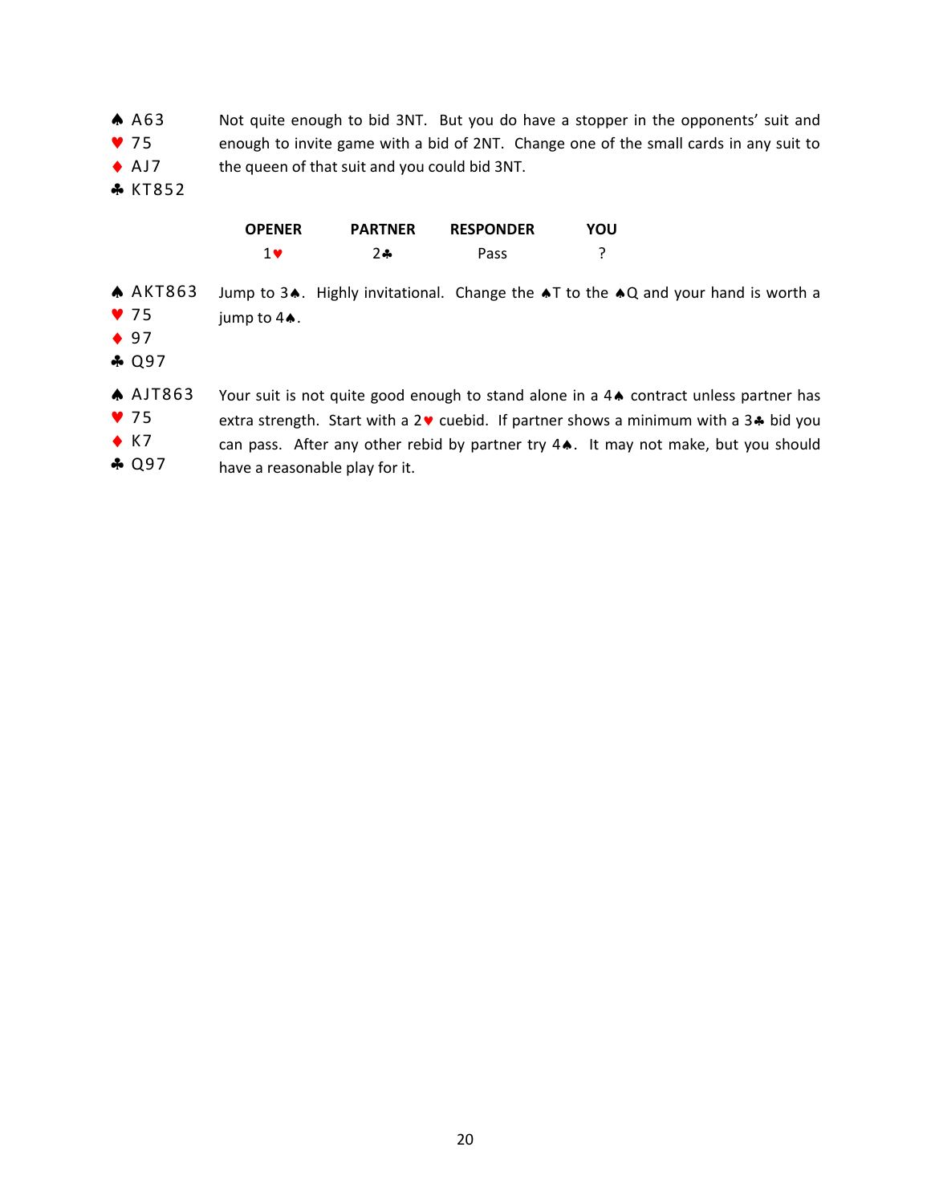♠ A63
♥ 75
♦ AJ7
♣ KT852

Not quite enough to bid 3NT. But you do have a stopper in the opponents' suit and enough to invite game with a bid of 2NT. Change one of the small cards in any suit to the queen of that suit and you could bid 3NT.

| OPENER | PARTNER | RESPONDER | YOU |
|---|---|---|---|
| 1♥ | 2♣ | Pass | ? |

♠ AKT863
♥ 75
♦ 97
♣ Q97

Jump to 3♠. Highly invitational. Change the ♠T to the ♠Q and your hand is worth a jump to 4♠.

♠ AJT863
♥ 75
♦ K7
♣ Q97

Your suit is not quite good enough to stand alone in a 4♠ contract unless partner has extra strength. Start with a 2♥ cuebid. If partner shows a minimum with a 3♣ bid you can pass. After any other rebid by partner try 4♠. It may not make, but you should have a reasonable play for it.